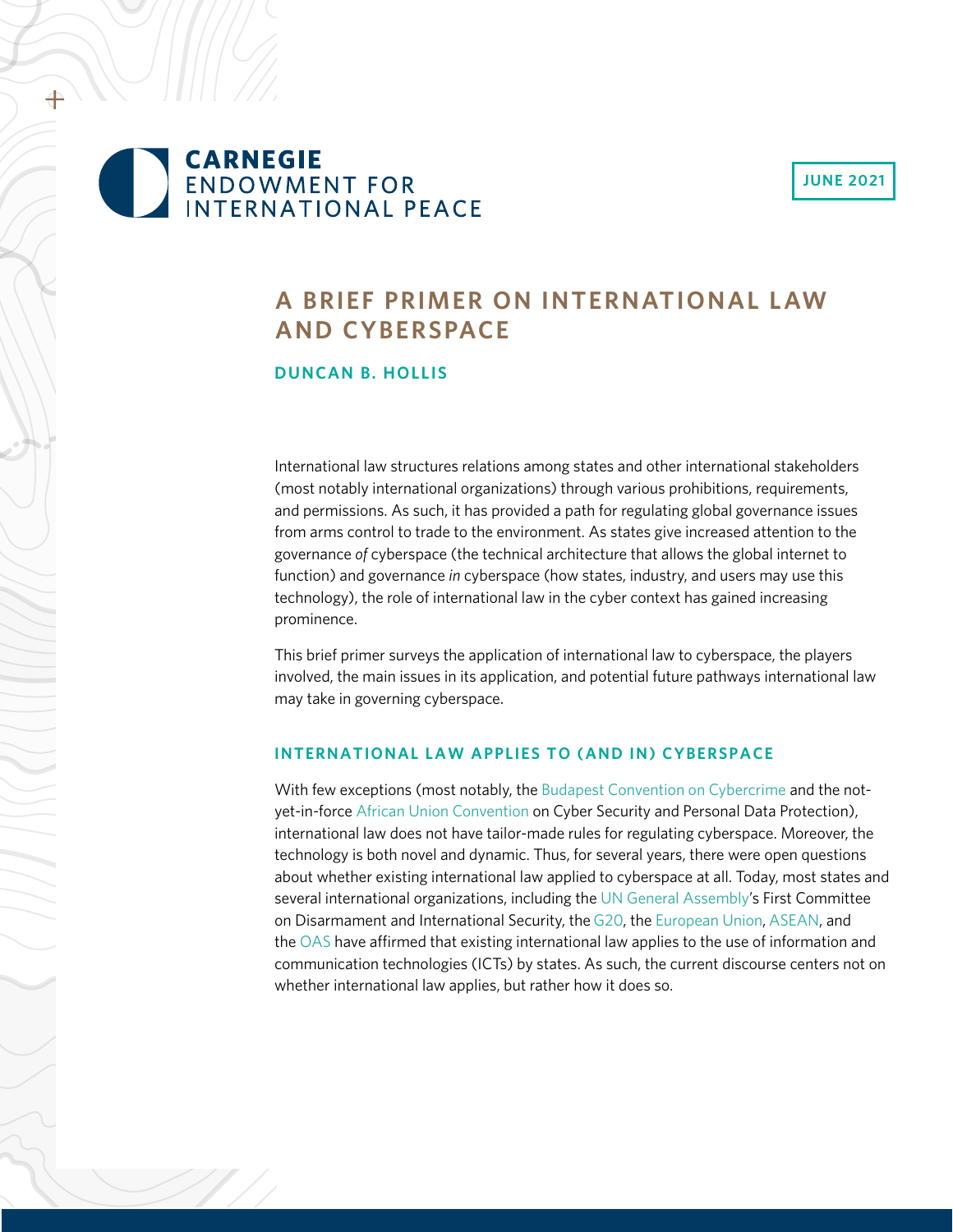CARNEGIE ENDOWMENT FOR INTERNATIONAL PEACE

JUNE 2021

# A BRIEF PRIMER ON INTERNATIONAL LAW AND CYBERSPACE

**DUNCAN B. HOLLIS**

International law structures relations among states and other international stakeholders (most notably international organizations) through various prohibitions, requirements, and permissions. As such, it has provided a path for regulating global governance issues from arms control to trade to the environment. As states give increased attention to the governance *of* cyberspace (the technical architecture that allows the global internet to function) and governance *in* cyberspace (how states, industry, and users may use this technology), the role of international law in the cyber context has gained increasing prominence.

This brief primer surveys the application of international law to cyberspace, the players involved, the main issues in its application, and potential future pathways international law may take in governing cyberspace.

## INTERNATIONAL LAW APPLIES TO (AND IN) CYBERSPACE

With few exceptions (most notably, the Budapest Convention on Cybercrime and the not-yet-in-force African Union Convention on Cyber Security and Personal Data Protection), international law does not have tailor-made rules for regulating cyberspace. Moreover, the technology is both novel and dynamic. Thus, for several years, there were open questions about whether existing international law applied to cyberspace at all. Today, most states and several international organizations, including the UN General Assembly's First Committee on Disarmament and International Security, the G20, the European Union, ASEAN, and the OAS have affirmed that existing international law applies to the use of information and communication technologies (ICTs) by states. As such, the current discourse centers not on whether international law applies, but rather how it does so.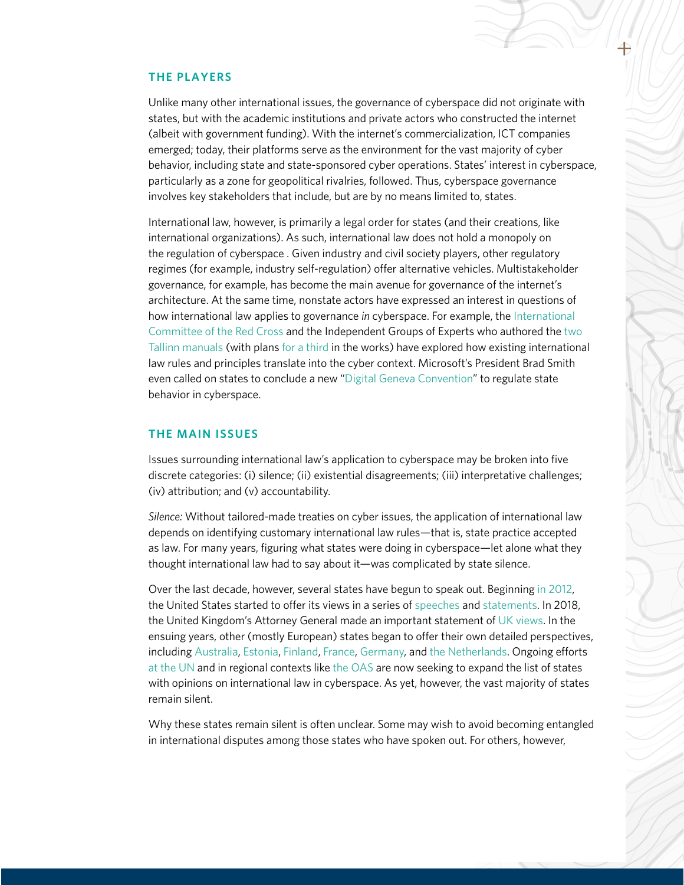## THE PLAYERS

Unlike many other international issues, the governance of cyberspace did not originate with states, but with the academic institutions and private actors who constructed the internet (albeit with government funding). With the internet's commercialization, ICT companies emerged; today, their platforms serve as the environment for the vast majority of cyber behavior, including state and state-sponsored cyber operations. States' interest in cyberspace, particularly as a zone for geopolitical rivalries, followed. Thus, cyberspace governance involves key stakeholders that include, but are by no means limited to, states.

International law, however, is primarily a legal order for states (and their creations, like international organizations). As such, international law does not hold a monopoly on the regulation of cyberspace . Given industry and civil society players, other regulatory regimes (for example, industry self-regulation) offer alternative vehicles. Multistakeholder governance, for example, has become the main avenue for governance of the internet's architecture. At the same time, nonstate actors have expressed an interest in questions of how international law applies to governance *in* cyberspace. For example, the International Committee of the Red Cross and the Independent Groups of Experts who authored the two Tallinn manuals (with plans for a third in the works) have explored how existing international law rules and principles translate into the cyber context. Microsoft's President Brad Smith even called on states to conclude a new "Digital Geneva Convention" to regulate state behavior in cyberspace.

## THE MAIN ISSUES

Issues surrounding international law's application to cyberspace may be broken into five discrete categories: (i) silence; (ii) existential disagreements; (iii) interpretative challenges; (iv) attribution; and (v) accountability.

*Silence:* Without tailored-made treaties on cyber issues, the application of international law depends on identifying customary international law rules—that is, state practice accepted as law. For many years, figuring what states were doing in cyberspace—let alone what they thought international law had to say about it—was complicated by state silence.

Over the last decade, however, several states have begun to speak out. Beginning in 2012, the United States started to offer its views in a series of speeches and statements. In 2018, the United Kingdom's Attorney General made an important statement of UK views. In the ensuing years, other (mostly European) states began to offer their own detailed perspectives, including Australia, Estonia, Finland, France, Germany, and the Netherlands. Ongoing efforts at the UN and in regional contexts like the OAS are now seeking to expand the list of states with opinions on international law in cyberspace. As yet, however, the vast majority of states remain silent.

Why these states remain silent is often unclear. Some may wish to avoid becoming entangled in international disputes among those states who have spoken out. For others, however,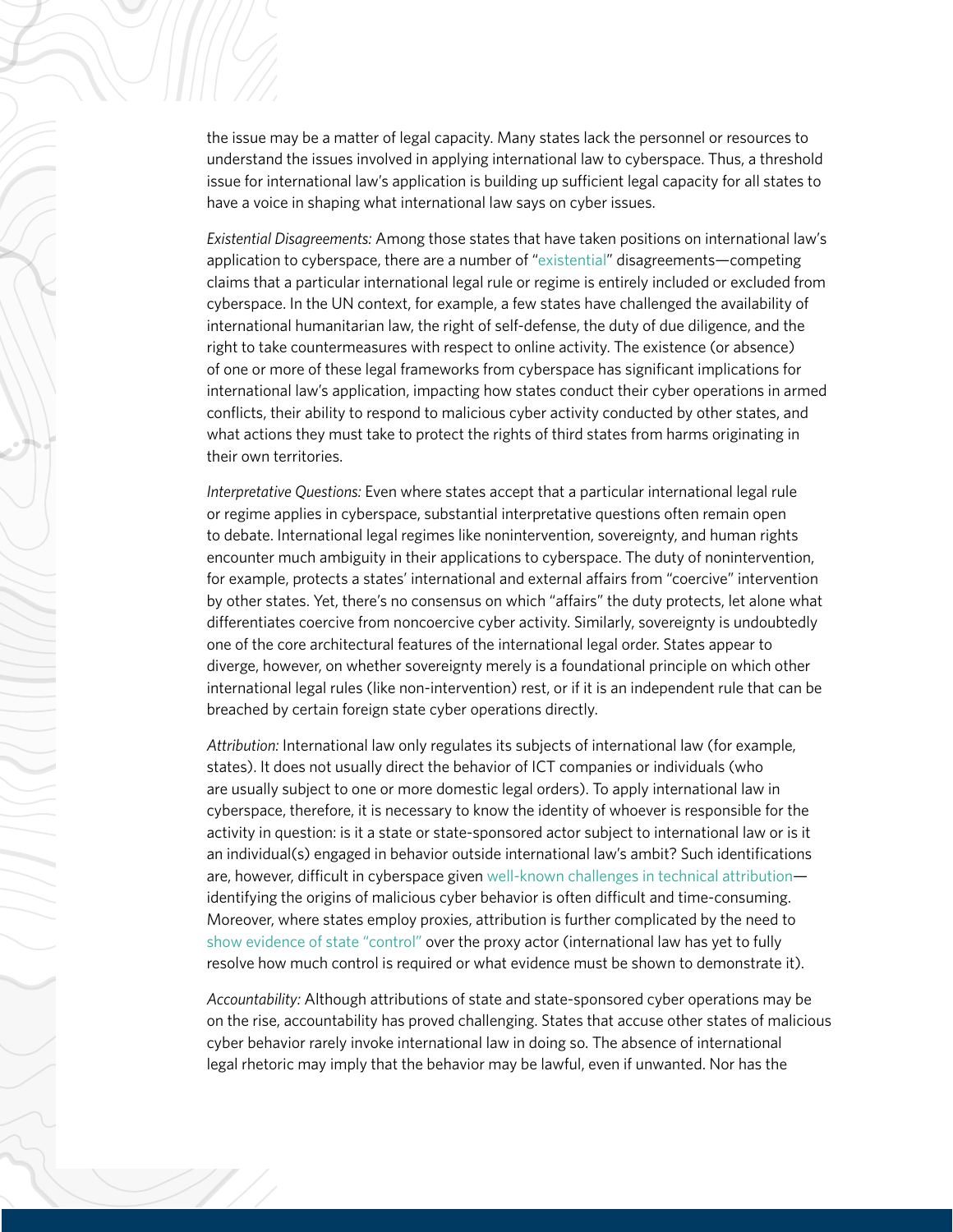the issue may be a matter of legal capacity. Many states lack the personnel or resources to understand the issues involved in applying international law to cyberspace. Thus, a threshold issue for international law's application is building up sufficient legal capacity for all states to have a voice in shaping what international law says on cyber issues.

*Existential Disagreements:* Among those states that have taken positions on international law's application to cyberspace, there are a number of "existential" disagreements—competing claims that a particular international legal rule or regime is entirely included or excluded from cyberspace. In the UN context, for example, a few states have challenged the availability of international humanitarian law, the right of self-defense, the duty of due diligence, and the right to take countermeasures with respect to online activity. The existence (or absence) of one or more of these legal frameworks from cyberspace has significant implications for international law's application, impacting how states conduct their cyber operations in armed conflicts, their ability to respond to malicious cyber activity conducted by other states, and what actions they must take to protect the rights of third states from harms originating in their own territories.

*Interpretative Questions:* Even where states accept that a particular international legal rule or regime applies in cyberspace, substantial interpretative questions often remain open to debate. International legal regimes like nonintervention, sovereignty, and human rights encounter much ambiguity in their applications to cyberspace. The duty of nonintervention, for example, protects a states' international and external affairs from "coercive" intervention by other states. Yet, there's no consensus on which "affairs" the duty protects, let alone what differentiates coercive from noncoercive cyber activity. Similarly, sovereignty is undoubtedly one of the core architectural features of the international legal order. States appear to diverge, however, on whether sovereignty merely is a foundational principle on which other international legal rules (like non-intervention) rest, or if it is an independent rule that can be breached by certain foreign state cyber operations directly.

*Attribution:* International law only regulates its subjects of international law (for example, states). It does not usually direct the behavior of ICT companies or individuals (who are usually subject to one or more domestic legal orders). To apply international law in cyberspace, therefore, it is necessary to know the identity of whoever is responsible for the activity in question: is it a state or state-sponsored actor subject to international law or is it an individual(s) engaged in behavior outside international law's ambit? Such identifications are, however, difficult in cyberspace given well-known challenges in technical attribution—identifying the origins of malicious cyber behavior is often difficult and time-consuming. Moreover, where states employ proxies, attribution is further complicated by the need to show evidence of state "control" over the proxy actor (international law has yet to fully resolve how much control is required or what evidence must be shown to demonstrate it).

*Accountability:* Although attributions of state and state-sponsored cyber operations may be on the rise, accountability has proved challenging. States that accuse other states of malicious cyber behavior rarely invoke international law in doing so. The absence of international legal rhetoric may imply that the behavior may be lawful, even if unwanted. Nor has the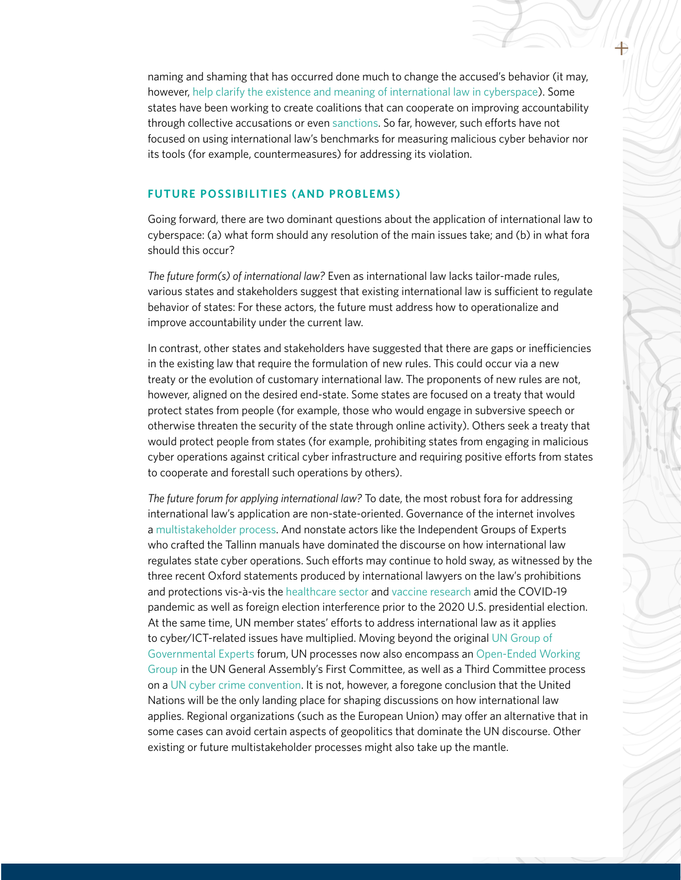naming and shaming that has occurred done much to change the accused's behavior (it may, however, help clarify the existence and meaning of international law in cyberspace). Some states have been working to create coalitions that can cooperate on improving accountability through collective accusations or even sanctions. So far, however, such efforts have not focused on using international law's benchmarks for measuring malicious cyber behavior nor its tools (for example, countermeasures) for addressing its violation.

## FUTURE POSSIBILITIES (AND PROBLEMS)

Going forward, there are two dominant questions about the application of international law to cyberspace: (a) what form should any resolution of the main issues take; and (b) in what fora should this occur?

*The future form(s) of international law?* Even as international law lacks tailor-made rules, various states and stakeholders suggest that existing international law is sufficient to regulate behavior of states: For these actors, the future must address how to operationalize and improve accountability under the current law.

In contrast, other states and stakeholders have suggested that there are gaps or inefficiencies in the existing law that require the formulation of new rules. This could occur via a new treaty or the evolution of customary international law. The proponents of new rules are not, however, aligned on the desired end-state. Some states are focused on a treaty that would protect states from people (for example, those who would engage in subversive speech or otherwise threaten the security of the state through online activity). Others seek a treaty that would protect people from states (for example, prohibiting states from engaging in malicious cyber operations against critical cyber infrastructure and requiring positive efforts from states to cooperate and forestall such operations by others).

*The future forum for applying international law?* To date, the most robust fora for addressing international law's application are non-state-oriented. Governance of the internet involves a multistakeholder process. And nonstate actors like the Independent Groups of Experts who crafted the Tallinn manuals have dominated the discourse on how international law regulates state cyber operations. Such efforts may continue to hold sway, as witnessed by the three recent Oxford statements produced by international lawyers on the law's prohibitions and protections vis-à-vis the healthcare sector and vaccine research amid the COVID-19 pandemic as well as foreign election interference prior to the 2020 U.S. presidential election. At the same time, UN member states' efforts to address international law as it applies to cyber/ICT-related issues have multiplied. Moving beyond the original UN Group of Governmental Experts forum, UN processes now also encompass an Open-Ended Working Group in the UN General Assembly's First Committee, as well as a Third Committee process on a UN cyber crime convention. It is not, however, a foregone conclusion that the United Nations will be the only landing place for shaping discussions on how international law applies. Regional organizations (such as the European Union) may offer an alternative that in some cases can avoid certain aspects of geopolitics that dominate the UN discourse. Other existing or future multistakeholder processes might also take up the mantle.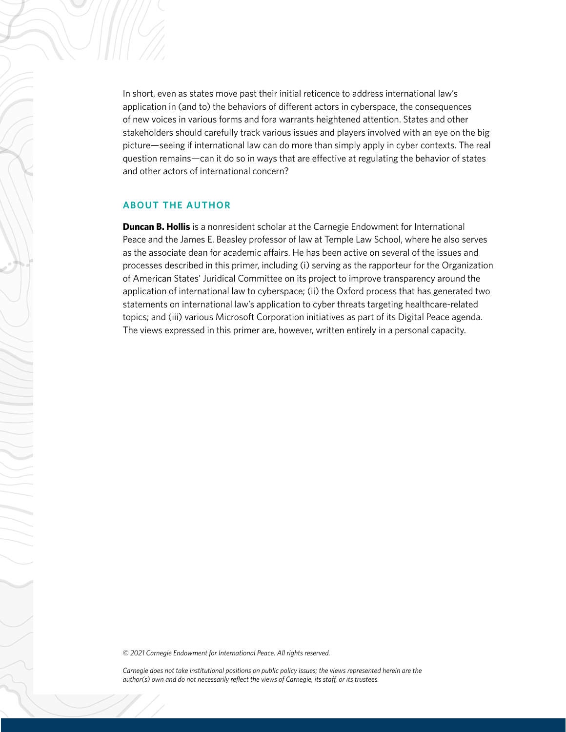In short, even as states move past their initial reticence to address international law's application in (and to) the behaviors of different actors in cyberspace, the consequences of new voices in various forms and fora warrants heightened attention. States and other stakeholders should carefully track various issues and players involved with an eye on the big picture—seeing if international law can do more than simply apply in cyber contexts. The real question remains—can it do so in ways that are effective at regulating the behavior of states and other actors of international concern?

## ABOUT THE AUTHOR

**Duncan B. Hollis** is a nonresident scholar at the Carnegie Endowment for International Peace and the James E. Beasley professor of law at Temple Law School, where he also serves as the associate dean for academic affairs. He has been active on several of the issues and processes described in this primer, including (i) serving as the rapporteur for the Organization of American States' Juridical Committee on its project to improve transparency around the application of international law to cyberspace; (ii) the Oxford process that has generated two statements on international law's application to cyber threats targeting healthcare-related topics; and (iii) various Microsoft Corporation initiatives as part of its Digital Peace agenda. The views expressed in this primer are, however, written entirely in a personal capacity.

*© 2021 Carnegie Endowment for International Peace. All rights reserved.*

*Carnegie does not take institutional positions on public policy issues; the views represented herein are the author(s) own and do not necessarily reflect the views of Carnegie, its staff, or its trustees.*